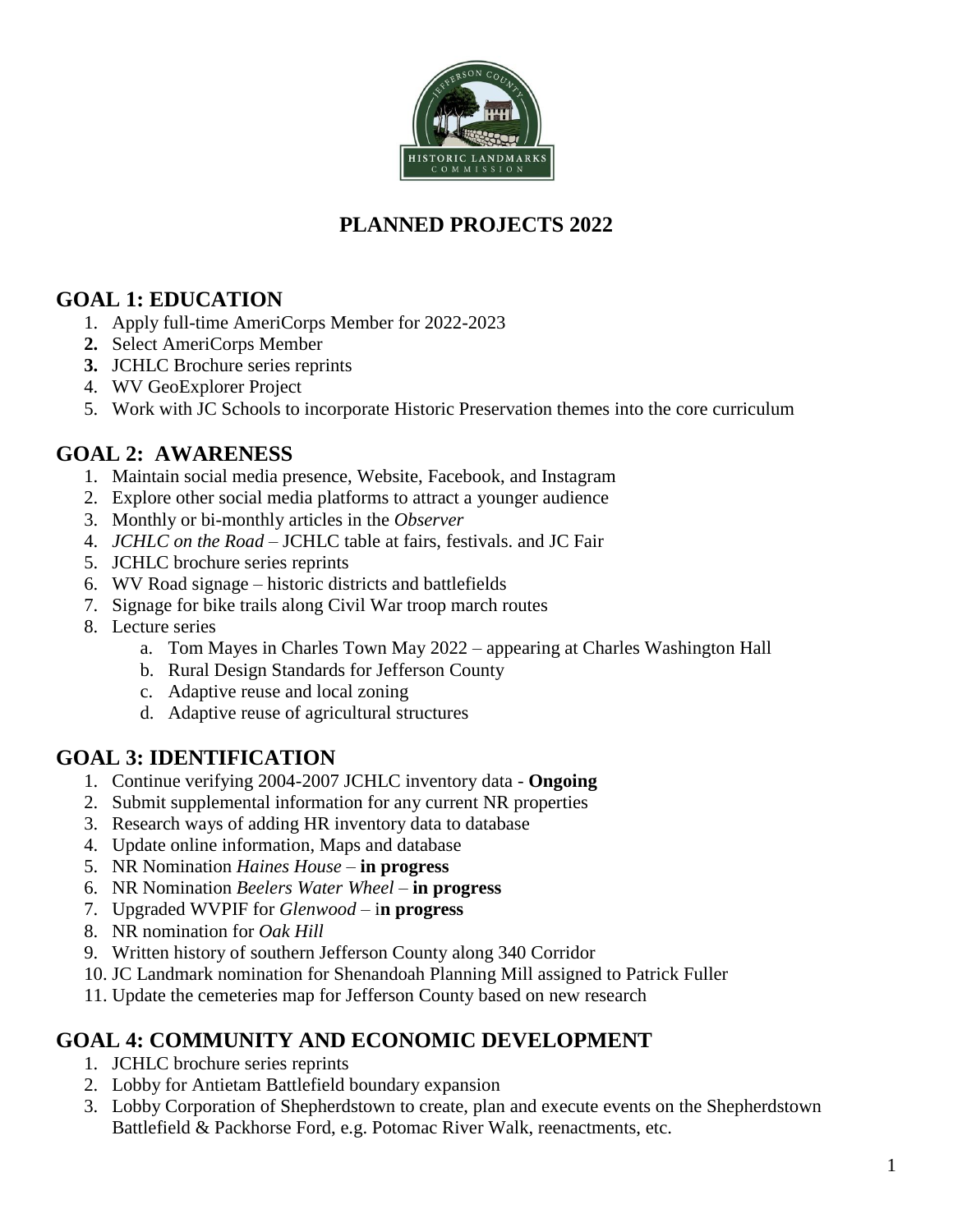# PLANNED PROJECTS 2022

## GOAL 1: EDUCATION

1. Apply full-time AmeriCorps Member for 2022-2023
2. Select AmeriCorps Member
3. JCHLC Brochure series reprints
4. WV GeoExplorer Project
5. Work with JC Schools to incorporate Historic Preservation themes into the core curriculum

## GOAL 2: AWARENESS

1. Maintain social media presence, Website, Facebook, and Instagram
2. Explore other social media platforms to attract a younger audience
3. Monthly or bi-monthly articles in the *Observer*
4. *JCHLC on the Road* – JCHLC table at fairs, festivals. and JC Fair
5. JCHLC brochure series reprints
6. WV Road signage – historic districts and battlefields
7. Signage for bike trails along Civil War troop march routes
8. Lecture series
   a. Tom Mayes in Charles Town May 2022 – appearing at Charles Washington Hall
   b. Rural Design Standards for Jefferson County
   c. Adaptive reuse and local zoning
   d. Adaptive reuse of agricultural structures

## GOAL 3: IDENTIFICATION

1. Continue verifying 2004-2007 JCHLC inventory data - **Ongoing**
2. Submit supplemental information for any current NR properties
3. Research ways of adding HR inventory data to database
4. Update online information, Maps and database
5. NR Nomination *Haines House* – **in progress**
6. NR Nomination *Beelers Water Wheel* – **in progress**
7. Upgraded WVPIF for *Glenwood* – i**n progress**
8. NR nomination for *Oak Hill*
9. Written history of southern Jefferson County along 340 Corridor
10. JC Landmark nomination for Shenandoah Planning Mill assigned to Patrick Fuller
11. Update the cemeteries map for Jefferson County based on new research

## GOAL 4: COMMUNITY AND ECONOMIC DEVELOPMENT

1. JCHLC brochure series reprints
2. Lobby for Antietam Battlefield boundary expansion
3. Lobby Corporation of Shepherdstown to create, plan and execute events on the Shepherdstown Battlefield & Packhorse Ford, e.g. Potomac River Walk, reenactments, etc.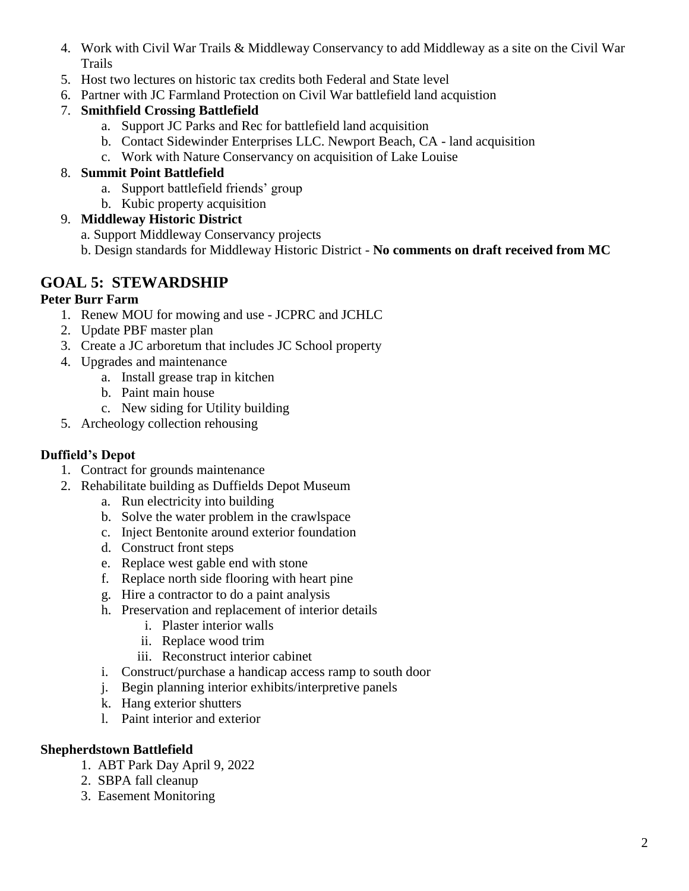4. Work with Civil War Trails & Middleway Conservancy to add Middleway as a site on the Civil War Trails
5. Host two lectures on historic tax credits both Federal and State level
6. Partner with JC Farmland Protection on Civil War battlefield land acquistion
7. **Smithfield Crossing Battlefield**
   a. Support JC Parks and Rec for battlefield land acquisition
   b. Contact Sidewinder Enterprises LLC. Newport Beach, CA - land acquisition
   c. Work with Nature Conservancy on acquisition of Lake Louise
8. **Summit Point Battlefield**
   a. Support battlefield friends' group
   b. Kubic property acquisition
9. **Middleway Historic District**
   a. Support Middleway Conservancy projects
   b. Design standards for Middleway Historic District - **No comments on draft received from MC**

## GOAL 5: STEWARDSHIP

### Peter Burr Farm

1. Renew MOU for mowing and use - JCPRC and JCHLC
2. Update PBF master plan
3. Create a JC arboretum that includes JC School property
4. Upgrades and maintenance
   a. Install grease trap in kitchen
   b. Paint main house
   c. New siding for Utility building
5. Archeology collection rehousing

### Duffield's Depot

1. Contract for grounds maintenance
2. Rehabilitate building as Duffields Depot Museum
   a. Run electricity into building
   b. Solve the water problem in the crawlspace
   c. Inject Bentonite around exterior foundation
   d. Construct front steps
   e. Replace west gable end with stone
   f. Replace north side flooring with heart pine
   g. Hire a contractor to do a paint analysis
   h. Preservation and replacement of interior details
      i. Plaster interior walls
      ii. Replace wood trim
      iii. Reconstruct interior cabinet
   i. Construct/purchase a handicap access ramp to south door
   j. Begin planning interior exhibits/interpretive panels
   k. Hang exterior shutters
   l. Paint interior and exterior

### Shepherdstown Battlefield

1. ABT Park Day April 9, 2022
2. SBPA fall cleanup
3. Easement Monitoring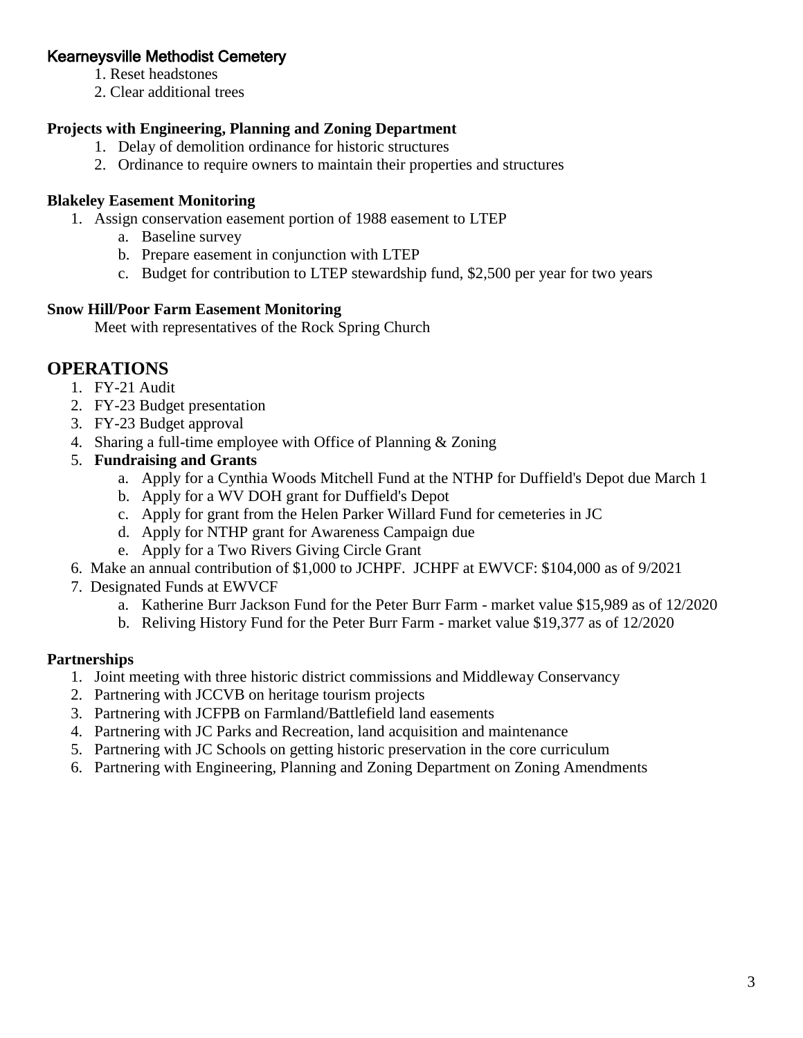**Kearneysville Methodist Cemetery**

1. Reset headstones
2. Clear additional trees

**Projects with Engineering, Planning and Zoning Department**

1. Delay of demolition ordinance for historic structures
2. Ordinance to require owners to maintain their properties and structures

**Blakeley Easement Monitoring**

1. Assign conservation easement portion of 1988 easement to LTEP
    a. Baseline survey
    b. Prepare easement in conjunction with LTEP
    c. Budget for contribution to LTEP stewardship fund, $2,500 per year for two years

**Snow Hill/Poor Farm Easement Monitoring**

Meet with representatives of the Rock Spring Church

## OPERATIONS

1. FY-21 Audit
2. FY-23 Budget presentation
3. FY-23 Budget approval
4. Sharing a full-time employee with Office of Planning & Zoning
5. **Fundraising and Grants**
    a. Apply for a Cynthia Woods Mitchell Fund at the NTHP for Duffield's Depot due March 1
    b. Apply for a WV DOH grant for Duffield's Depot
    c. Apply for grant from the Helen Parker Willard Fund for cemeteries in JC
    d. Apply for NTHP grant for Awareness Campaign due
    e. Apply for a Two Rivers Giving Circle Grant
6. Make an annual contribution of $1,000 to JCHPF. JCHPF at EWVCF: $104,000 as of 9/2021
7. Designated Funds at EWVCF
    a. Katherine Burr Jackson Fund for the Peter Burr Farm - market value $15,989 as of 12/2020
    b. Reliving History Fund for the Peter Burr Farm - market value $19,377 as of 12/2020

**Partnerships**

1. Joint meeting with three historic district commissions and Middleway Conservancy
2. Partnering with JCCVB on heritage tourism projects
3. Partnering with JCFPB on Farmland/Battlefield land easements
4. Partnering with JC Parks and Recreation, land acquisition and maintenance
5. Partnering with JC Schools on getting historic preservation in the core curriculum
6. Partnering with Engineering, Planning and Zoning Department on Zoning Amendments